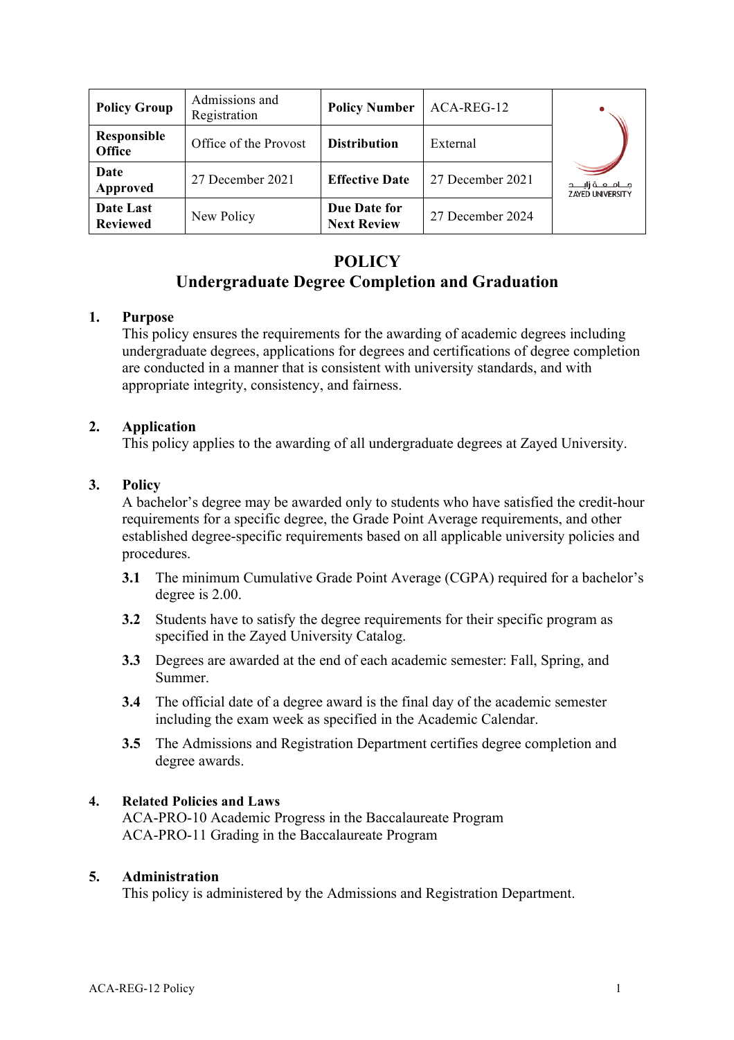| Policy Group | Admissions and Registration | Policy Number | ACA-REG-12 | |
|---|---|---|---|---|
| Responsible Office | Office of the Provost | Distribution | External | |
| Date Approved | 27 December 2021 | Effective Date | 27 December 2021 | |
| Date Last Reviewed | New Policy | Due Date for Next Review | 27 December 2024 | |

# POLICY
## Undergraduate Degree Completion and Graduation

### 1. Purpose

This policy ensures the requirements for the awarding of academic degrees including undergraduate degrees, applications for degrees and certifications of degree completion are conducted in a manner that is consistent with university standards, and with appropriate integrity, consistency, and fairness.

### 2. Application

This policy applies to the awarding of all undergraduate degrees at Zayed University.

### 3. Policy

A bachelor's degree may be awarded only to students who have satisfied the credit-hour requirements for a specific degree, the Grade Point Average requirements, and other established degree-specific requirements based on all applicable university policies and procedures.

**3.1** The minimum Cumulative Grade Point Average (CGPA) required for a bachelor's degree is 2.00.

**3.2** Students have to satisfy the degree requirements for their specific program as specified in the Zayed University Catalog.

**3.3** Degrees are awarded at the end of each academic semester: Fall, Spring, and Summer.

**3.4** The official date of a degree award is the final day of the academic semester including the exam week as specified in the Academic Calendar.

**3.5** The Admissions and Registration Department certifies degree completion and degree awards.

### 4. Related Policies and Laws

ACA-PRO-10 Academic Progress in the Baccalaureate Program
ACA-PRO-11 Grading in the Baccalaureate Program

### 5. Administration

This policy is administered by the Admissions and Registration Department.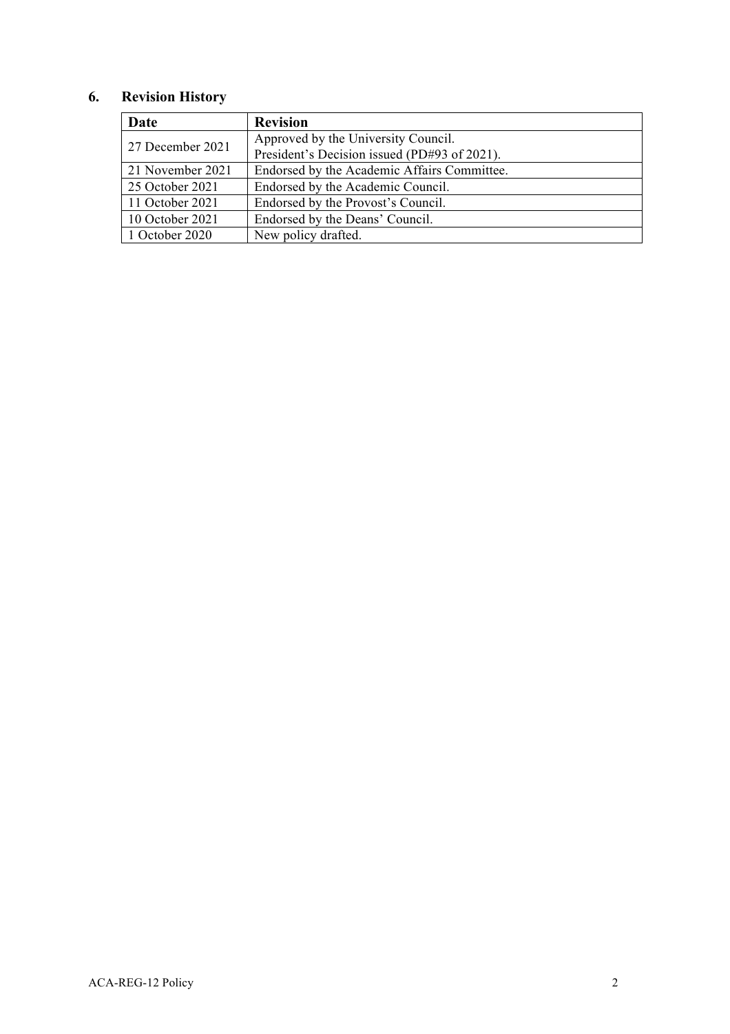## 6. Revision History

| Date | Revision |
| --- | --- |
| 27 December 2021 | Approved by the University Council.<br>President's Decision issued (PD#93 of 2021). |
| 21 November 2021 | Endorsed by the Academic Affairs Committee. |
| 25 October 2021 | Endorsed by the Academic Council. |
| 11 October 2021 | Endorsed by the Provost's Council. |
| 10 October 2021 | Endorsed by the Deans' Council. |
| 1 October 2020 | New policy drafted. |